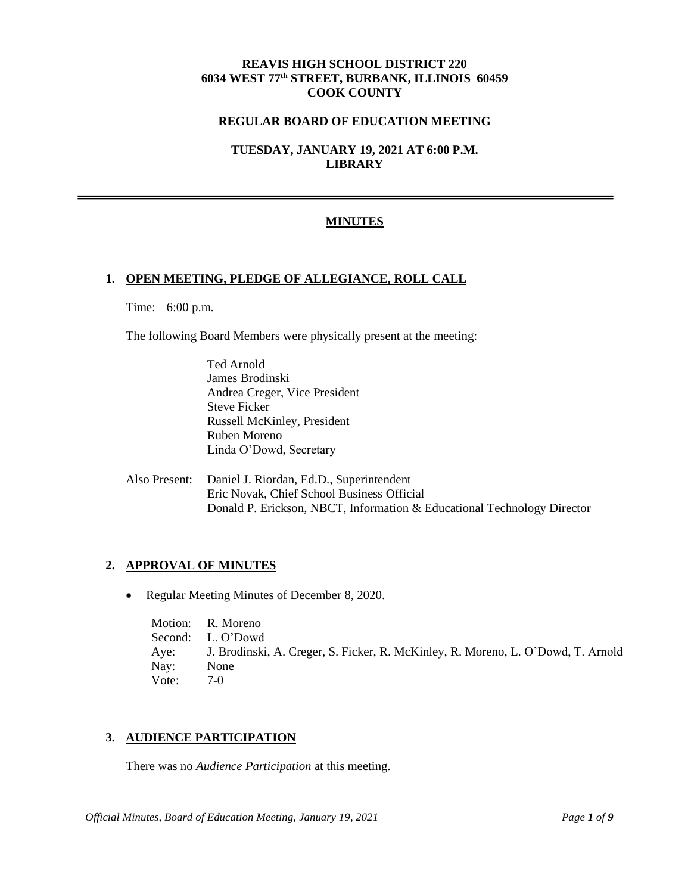**REAVIS HIGH SCHOOL DISTRICT 220**
**6034 WEST 77th STREET, BURBANK, ILLINOIS 60459**
**COOK COUNTY**

**REGULAR BOARD OF EDUCATION MEETING**

**TUESDAY, JANUARY 19, 2021 AT 6:00 P.M.**
**LIBRARY**

---

# MINUTES

## 1. OPEN MEETING, PLEDGE OF ALLEGIANCE, ROLL CALL

Time: 6:00 p.m.

The following Board Members were physically present at the meeting:

Ted Arnold
James Brodinski
Andrea Creger, Vice President
Steve Ficker
Russell McKinley, President
Ruben Moreno
Linda O'Dowd, Secretary

Also Present: Daniel J. Riordan, Ed.D., Superintendent
Eric Novak, Chief School Business Official
Donald P. Erickson, NBCT, Information & Educational Technology Director

## 2. APPROVAL OF MINUTES

- Regular Meeting Minutes of December 8, 2020.

Motion: R. Moreno
Second: L. O'Dowd
Aye: J. Brodinski, A. Creger, S. Ficker, R. McKinley, R. Moreno, L. O'Dowd, T. Arnold
Nay: None
Vote: 7-0

## 3. AUDIENCE PARTICIPATION

There was no *Audience Participation* at this meeting.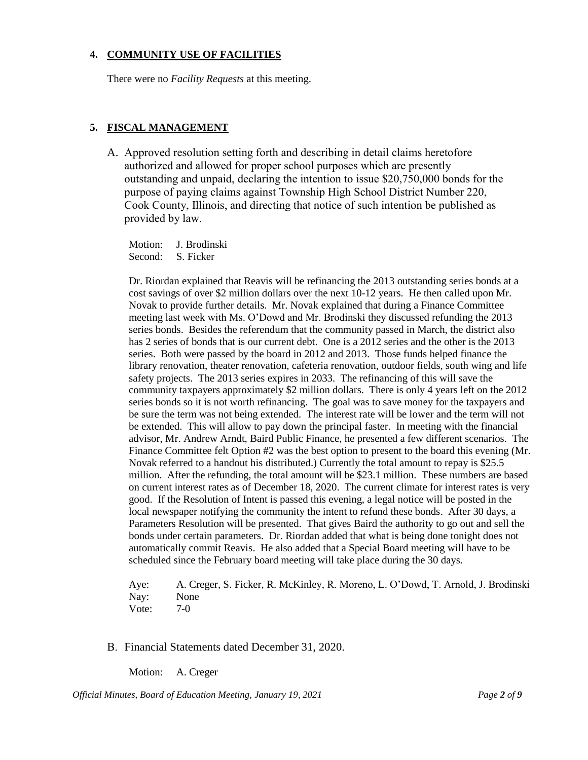## 4. COMMUNITY USE OF FACILITIES

There were no *Facility Requests* at this meeting.

## 5. FISCAL MANAGEMENT

A. Approved resolution setting forth and describing in detail claims heretofore authorized and allowed for proper school purposes which are presently outstanding and unpaid, declaring the intention to issue $20,750,000 bonds for the purpose of paying claims against Township High School District Number 220, Cook County, Illinois, and directing that notice of such intention be published as provided by law.

Motion: J. Brodinski
Second: S. Ficker

Dr. Riordan explained that Reavis will be refinancing the 2013 outstanding series bonds at a cost savings of over $2 million dollars over the next 10-12 years. He then called upon Mr. Novak to provide further details. Mr. Novak explained that during a Finance Committee meeting last week with Ms. O'Dowd and Mr. Brodinski they discussed refunding the 2013 series bonds. Besides the referendum that the community passed in March, the district also has 2 series of bonds that is our current debt. One is a 2012 series and the other is the 2013 series. Both were passed by the board in 2012 and 2013. Those funds helped finance the library renovation, theater renovation, cafeteria renovation, outdoor fields, south wing and life safety projects. The 2013 series expires in 2033. The refinancing of this will save the community taxpayers approximately $2 million dollars. There is only 4 years left on the 2012 series bonds so it is not worth refinancing. The goal was to save money for the taxpayers and be sure the term was not being extended. The interest rate will be lower and the term will not be extended. This will allow to pay down the principal faster. In meeting with the financial advisor, Mr. Andrew Arndt, Baird Public Finance, he presented a few different scenarios. The Finance Committee felt Option #2 was the best option to present to the board this evening (Mr. Novak referred to a handout his distributed.) Currently the total amount to repay is $25.5 million. After the refunding, the total amount will be $23.1 million. These numbers are based on current interest rates as of December 18, 2020. The current climate for interest rates is very good. If the Resolution of Intent is passed this evening, a legal notice will be posted in the local newspaper notifying the community the intent to refund these bonds. After 30 days, a Parameters Resolution will be presented. That gives Baird the authority to go out and sell the bonds under certain parameters. Dr. Riordan added that what is being done tonight does not automatically commit Reavis. He also added that a Special Board meeting will have to be scheduled since the February board meeting will take place during the 30 days.

Aye: A. Creger, S. Ficker, R. McKinley, R. Moreno, L. O'Dowd, T. Arnold, J. Brodinski
Nay: None
Vote: 7-0

B. Financial Statements dated December 31, 2020.

Motion: A. Creger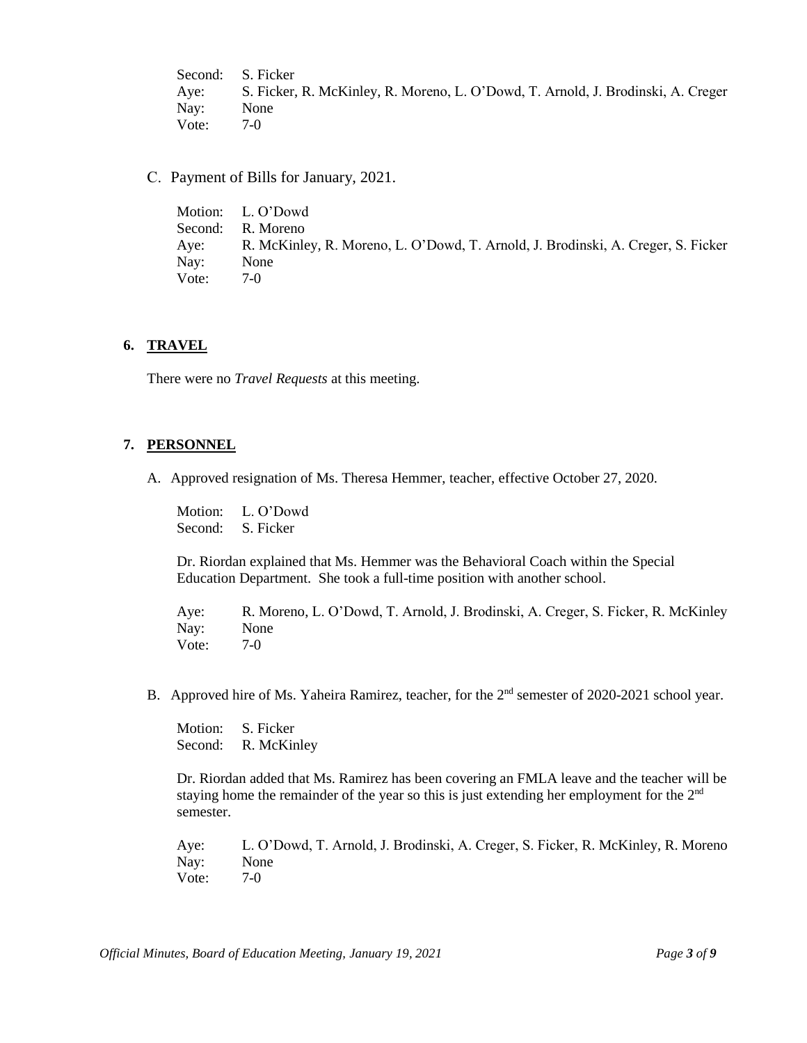Second: S. Ficker
Aye: S. Ficker, R. McKinley, R. Moreno, L. O'Dowd, T. Arnold, J. Brodinski, A. Creger
Nay: None
Vote: 7-0

C. Payment of Bills for January, 2021.

Motion: L. O'Dowd
Second: R. Moreno
Aye: R. McKinley, R. Moreno, L. O'Dowd, T. Arnold, J. Brodinski, A. Creger, S. Ficker
Nay: None
Vote: 7-0

## 6. TRAVEL

There were no *Travel Requests* at this meeting.

## 7. PERSONNEL

A. Approved resignation of Ms. Theresa Hemmer, teacher, effective October 27, 2020.

Motion: L. O'Dowd
Second: S. Ficker

Dr. Riordan explained that Ms. Hemmer was the Behavioral Coach within the Special Education Department. She took a full-time position with another school.

Aye: R. Moreno, L. O'Dowd, T. Arnold, J. Brodinski, A. Creger, S. Ficker, R. McKinley
Nay: None
Vote: 7-0

B. Approved hire of Ms. Yaheira Ramirez, teacher, for the 2nd semester of 2020-2021 school year.

Motion: S. Ficker
Second: R. McKinley

Dr. Riordan added that Ms. Ramirez has been covering an FMLA leave and the teacher will be staying home the remainder of the year so this is just extending her employment for the 2nd semester.

Aye: L. O'Dowd, T. Arnold, J. Brodinski, A. Creger, S. Ficker, R. McKinley, R. Moreno
Nay: None
Vote: 7-0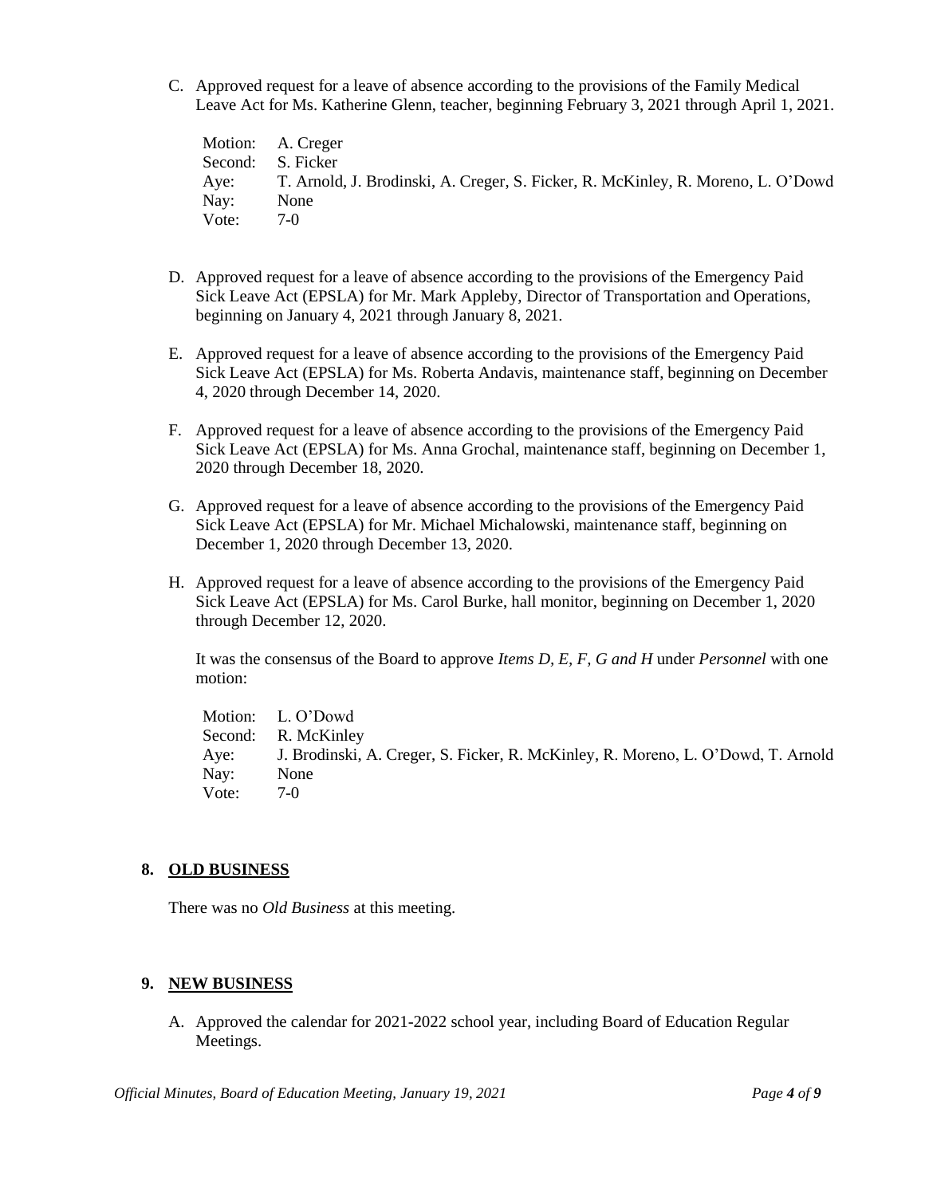C. Approved request for a leave of absence according to the provisions of the Family Medical Leave Act for Ms. Katherine Glenn, teacher, beginning February 3, 2021 through April 1, 2021.

Motion: A. Creger
Second: S. Ficker
Aye: T. Arnold, J. Brodinski, A. Creger, S. Ficker, R. McKinley, R. Moreno, L. O'Dowd
Nay: None
Vote: 7-0

D. Approved request for a leave of absence according to the provisions of the Emergency Paid Sick Leave Act (EPSLA) for Mr. Mark Appleby, Director of Transportation and Operations, beginning on January 4, 2021 through January 8, 2021.

E. Approved request for a leave of absence according to the provisions of the Emergency Paid Sick Leave Act (EPSLA) for Ms. Roberta Andavis, maintenance staff, beginning on December 4, 2020 through December 14, 2020.

F. Approved request for a leave of absence according to the provisions of the Emergency Paid Sick Leave Act (EPSLA) for Ms. Anna Grochal, maintenance staff, beginning on December 1, 2020 through December 18, 2020.

G. Approved request for a leave of absence according to the provisions of the Emergency Paid Sick Leave Act (EPSLA) for Mr. Michael Michalowski, maintenance staff, beginning on December 1, 2020 through December 13, 2020.

H. Approved request for a leave of absence according to the provisions of the Emergency Paid Sick Leave Act (EPSLA) for Ms. Carol Burke, hall monitor, beginning on December 1, 2020 through December 12, 2020.

It was the consensus of the Board to approve *Items D, E, F, G and H* under *Personnel* with one motion:

Motion: L. O'Dowd
Second: R. McKinley
Aye: J. Brodinski, A. Creger, S. Ficker, R. McKinley, R. Moreno, L. O'Dowd, T. Arnold
Nay: None
Vote: 7-0

## 8. OLD BUSINESS

There was no *Old Business* at this meeting.

## 9. NEW BUSINESS

A. Approved the calendar for 2021-2022 school year, including Board of Education Regular Meetings.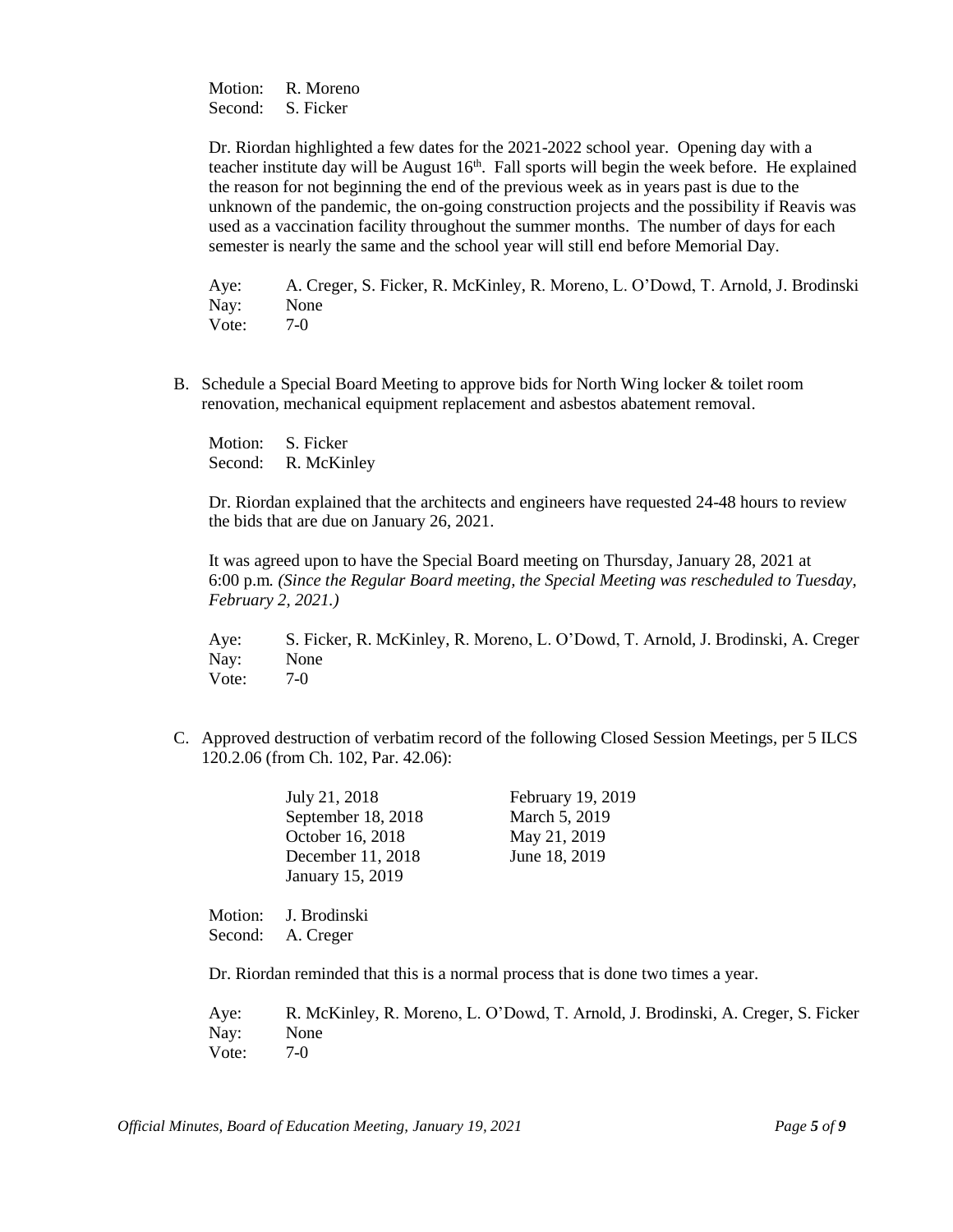Motion: R. Moreno
Second: S. Ficker

Dr. Riordan highlighted a few dates for the 2021-2022 school year. Opening day with a teacher institute day will be August 16th. Fall sports will begin the week before. He explained the reason for not beginning the end of the previous week as in years past is due to the unknown of the pandemic, the on-going construction projects and the possibility if Reavis was used as a vaccination facility throughout the summer months. The number of days for each semester is nearly the same and the school year will still end before Memorial Day.

Aye: A. Creger, S. Ficker, R. McKinley, R. Moreno, L. O'Dowd, T. Arnold, J. Brodinski
Nay: None
Vote: 7-0

B. Schedule a Special Board Meeting to approve bids for North Wing locker & toilet room renovation, mechanical equipment replacement and asbestos abatement removal.

Motion: S. Ficker
Second: R. McKinley

Dr. Riordan explained that the architects and engineers have requested 24-48 hours to review the bids that are due on January 26, 2021.

It was agreed upon to have the Special Board meeting on Thursday, January 28, 2021 at 6:00 p.m. *(Since the Regular Board meeting, the Special Meeting was rescheduled to Tuesday, February 2, 2021.)*

Aye: S. Ficker, R. McKinley, R. Moreno, L. O'Dowd, T. Arnold, J. Brodinski, A. Creger
Nay: None
Vote: 7-0

C. Approved destruction of verbatim record of the following Closed Session Meetings, per 5 ILCS 120.2.06 (from Ch. 102, Par. 42.06):

| | |
|---|---|
| July 21, 2018 | February 19, 2019 |
| September 18, 2018 | March 5, 2019 |
| October 16, 2018 | May 21, 2019 |
| December 11, 2018 | June 18, 2019 |
| January 15, 2019 | |

Motion: J. Brodinski
Second: A. Creger

Dr. Riordan reminded that this is a normal process that is done two times a year.

Aye: R. McKinley, R. Moreno, L. O'Dowd, T. Arnold, J. Brodinski, A. Creger, S. Ficker
Nay: None
Vote: 7-0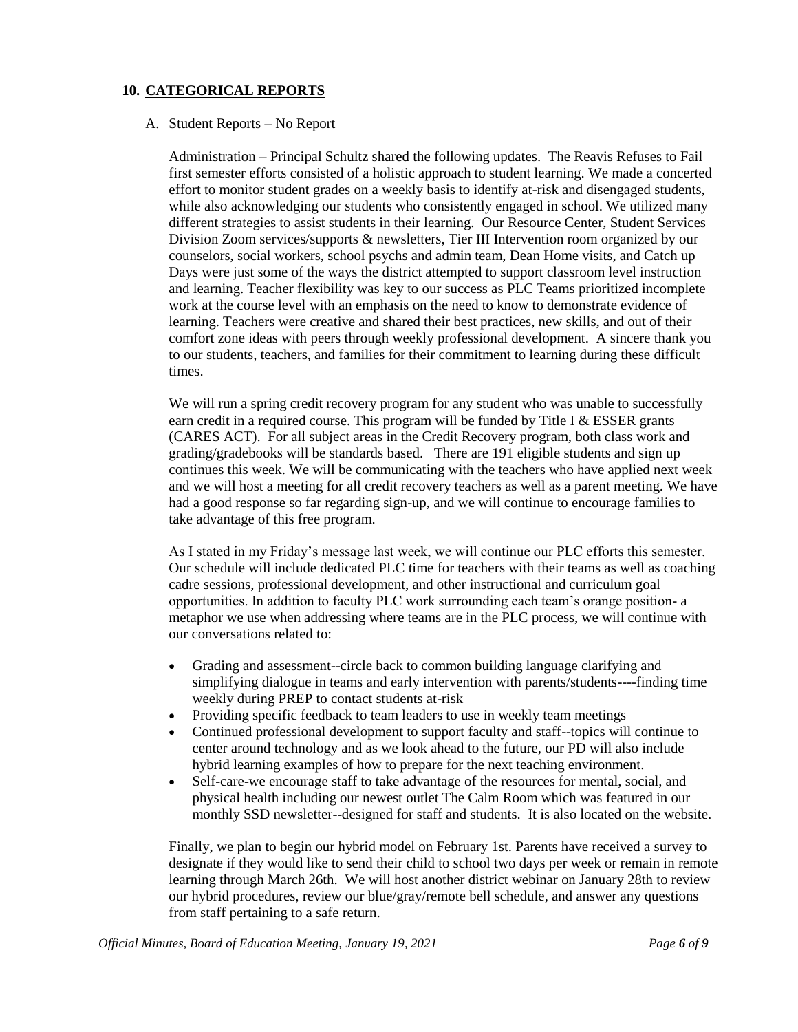## 10. CATEGORICAL REPORTS

A. Student Reports – No Report

Administration – Principal Schultz shared the following updates. The Reavis Refuses to Fail first semester efforts consisted of a holistic approach to student learning. We made a concerted effort to monitor student grades on a weekly basis to identify at-risk and disengaged students, while also acknowledging our students who consistently engaged in school. We utilized many different strategies to assist students in their learning. Our Resource Center, Student Services Division Zoom services/supports & newsletters, Tier III Intervention room organized by our counselors, social workers, school psychs and admin team, Dean Home visits, and Catch up Days were just some of the ways the district attempted to support classroom level instruction and learning. Teacher flexibility was key to our success as PLC Teams prioritized incomplete work at the course level with an emphasis on the need to know to demonstrate evidence of learning. Teachers were creative and shared their best practices, new skills, and out of their comfort zone ideas with peers through weekly professional development. A sincere thank you to our students, teachers, and families for their commitment to learning during these difficult times.

We will run a spring credit recovery program for any student who was unable to successfully earn credit in a required course. This program will be funded by Title I & ESSER grants (CARES ACT). For all subject areas in the Credit Recovery program, both class work and grading/gradebooks will be standards based. There are 191 eligible students and sign up continues this week. We will be communicating with the teachers who have applied next week and we will host a meeting for all credit recovery teachers as well as a parent meeting. We have had a good response so far regarding sign-up, and we will continue to encourage families to take advantage of this free program.

As I stated in my Friday's message last week, we will continue our PLC efforts this semester. Our schedule will include dedicated PLC time for teachers with their teams as well as coaching cadre sessions, professional development, and other instructional and curriculum goal opportunities. In addition to faculty PLC work surrounding each team's orange position- a metaphor we use when addressing where teams are in the PLC process, we will continue with our conversations related to:

- Grading and assessment--circle back to common building language clarifying and simplifying dialogue in teams and early intervention with parents/students----finding time weekly during PREP to contact students at-risk
- Providing specific feedback to team leaders to use in weekly team meetings
- Continued professional development to support faculty and staff--topics will continue to center around technology and as we look ahead to the future, our PD will also include hybrid learning examples of how to prepare for the next teaching environment.
- Self-care-we encourage staff to take advantage of the resources for mental, social, and physical health including our newest outlet The Calm Room which was featured in our monthly SSD newsletter--designed for staff and students. It is also located on the website.

Finally, we plan to begin our hybrid model on February 1st. Parents have received a survey to designate if they would like to send their child to school two days per week or remain in remote learning through March 26th. We will host another district webinar on January 28th to review our hybrid procedures, review our blue/gray/remote bell schedule, and answer any questions from staff pertaining to a safe return.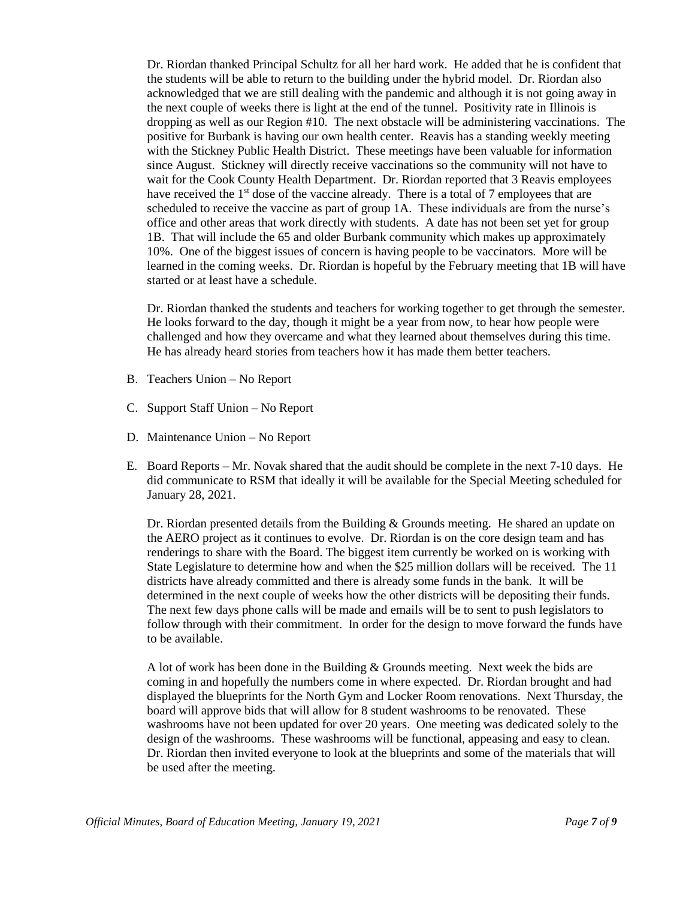Dr. Riordan thanked Principal Schultz for all her hard work. He added that he is confident that the students will be able to return to the building under the hybrid model. Dr. Riordan also acknowledged that we are still dealing with the pandemic and although it is not going away in the next couple of weeks there is light at the end of the tunnel. Positivity rate in Illinois is dropping as well as our Region #10. The next obstacle will be administering vaccinations. The positive for Burbank is having our own health center. Reavis has a standing weekly meeting with the Stickney Public Health District. These meetings have been valuable for information since August. Stickney will directly receive vaccinations so the community will not have to wait for the Cook County Health Department. Dr. Riordan reported that 3 Reavis employees have received the 1st dose of the vaccine already. There is a total of 7 employees that are scheduled to receive the vaccine as part of group 1A. These individuals are from the nurse's office and other areas that work directly with students. A date has not been set yet for group 1B. That will include the 65 and older Burbank community which makes up approximately 10%. One of the biggest issues of concern is having people to be vaccinators. More will be learned in the coming weeks. Dr. Riordan is hopeful by the February meeting that 1B will have started or at least have a schedule.

Dr. Riordan thanked the students and teachers for working together to get through the semester. He looks forward to the day, though it might be a year from now, to hear how people were challenged and how they overcame and what they learned about themselves during this time. He has already heard stories from teachers how it has made them better teachers.

B. Teachers Union – No Report

C. Support Staff Union – No Report

D. Maintenance Union – No Report

E. Board Reports – Mr. Novak shared that the audit should be complete in the next 7-10 days. He did communicate to RSM that ideally it will be available for the Special Meeting scheduled for January 28, 2021.

Dr. Riordan presented details from the Building & Grounds meeting. He shared an update on the AERO project as it continues to evolve. Dr. Riordan is on the core design team and has renderings to share with the Board. The biggest item currently be worked on is working with State Legislature to determine how and when the $25 million dollars will be received. The 11 districts have already committed and there is already some funds in the bank. It will be determined in the next couple of weeks how the other districts will be depositing their funds. The next few days phone calls will be made and emails will be to sent to push legislators to follow through with their commitment. In order for the design to move forward the funds have to be available.

A lot of work has been done in the Building & Grounds meeting. Next week the bids are coming in and hopefully the numbers come in where expected. Dr. Riordan brought and had displayed the blueprints for the North Gym and Locker Room renovations. Next Thursday, the board will approve bids that will allow for 8 student washrooms to be renovated. These washrooms have not been updated for over 20 years. One meeting was dedicated solely to the design of the washrooms. These washrooms will be functional, appeasing and easy to clean. Dr. Riordan then invited everyone to look at the blueprints and some of the materials that will be used after the meeting.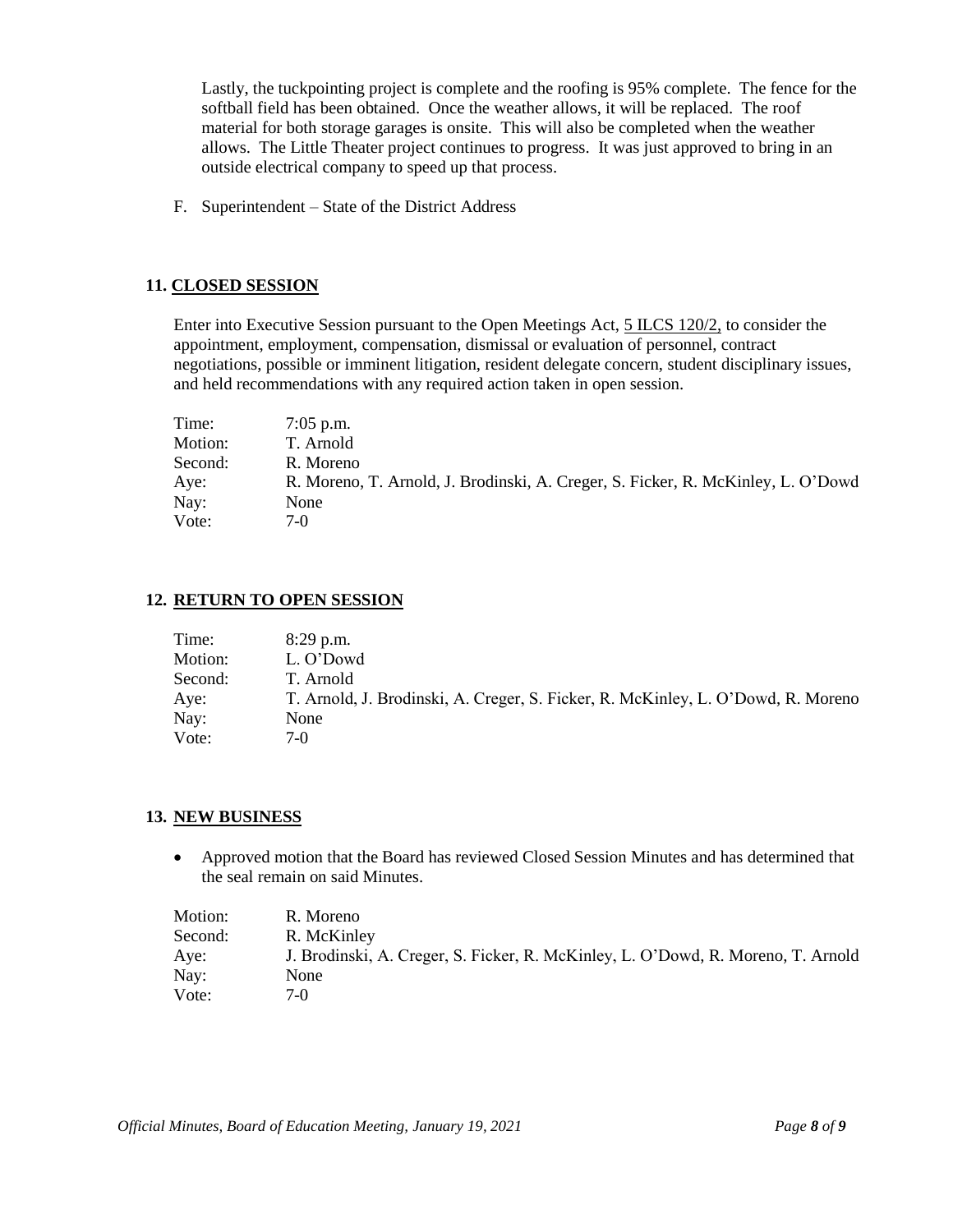Lastly, the tuckpointing project is complete and the roofing is 95% complete. The fence for the softball field has been obtained. Once the weather allows, it will be replaced. The roof material for both storage garages is onsite. This will also be completed when the weather allows. The Little Theater project continues to progress. It was just approved to bring in an outside electrical company to speed up that process.

F. Superintendent – State of the District Address

## 11. CLOSED SESSION

Enter into Executive Session pursuant to the Open Meetings Act, 5 ILCS 120/2, to consider the appointment, employment, compensation, dismissal or evaluation of personnel, contract negotiations, possible or imminent litigation, resident delegate concern, student disciplinary issues, and held recommendations with any required action taken in open session.

| | |
|---|---|
| Time: | 7:05 p.m. |
| Motion: | T. Arnold |
| Second: | R. Moreno |
| Aye: | R. Moreno, T. Arnold, J. Brodinski, A. Creger, S. Ficker, R. McKinley, L. O'Dowd |
| Nay: | None |
| Vote: | 7-0 |

## 12. RETURN TO OPEN SESSION

| | |
|---|---|
| Time: | 8:29 p.m. |
| Motion: | L. O'Dowd |
| Second: | T. Arnold |
| Aye: | T. Arnold, J. Brodinski, A. Creger, S. Ficker, R. McKinley, L. O'Dowd, R. Moreno |
| Nay: | None |
| Vote: | 7-0 |

## 13. NEW BUSINESS

- Approved motion that the Board has reviewed Closed Session Minutes and has determined that the seal remain on said Minutes.

| | |
|---|---|
| Motion: | R. Moreno |
| Second: | R. McKinley |
| Aye: | J. Brodinski, A. Creger, S. Ficker, R. McKinley, L. O'Dowd, R. Moreno, T. Arnold |
| Nay: | None |
| Vote: | 7-0 |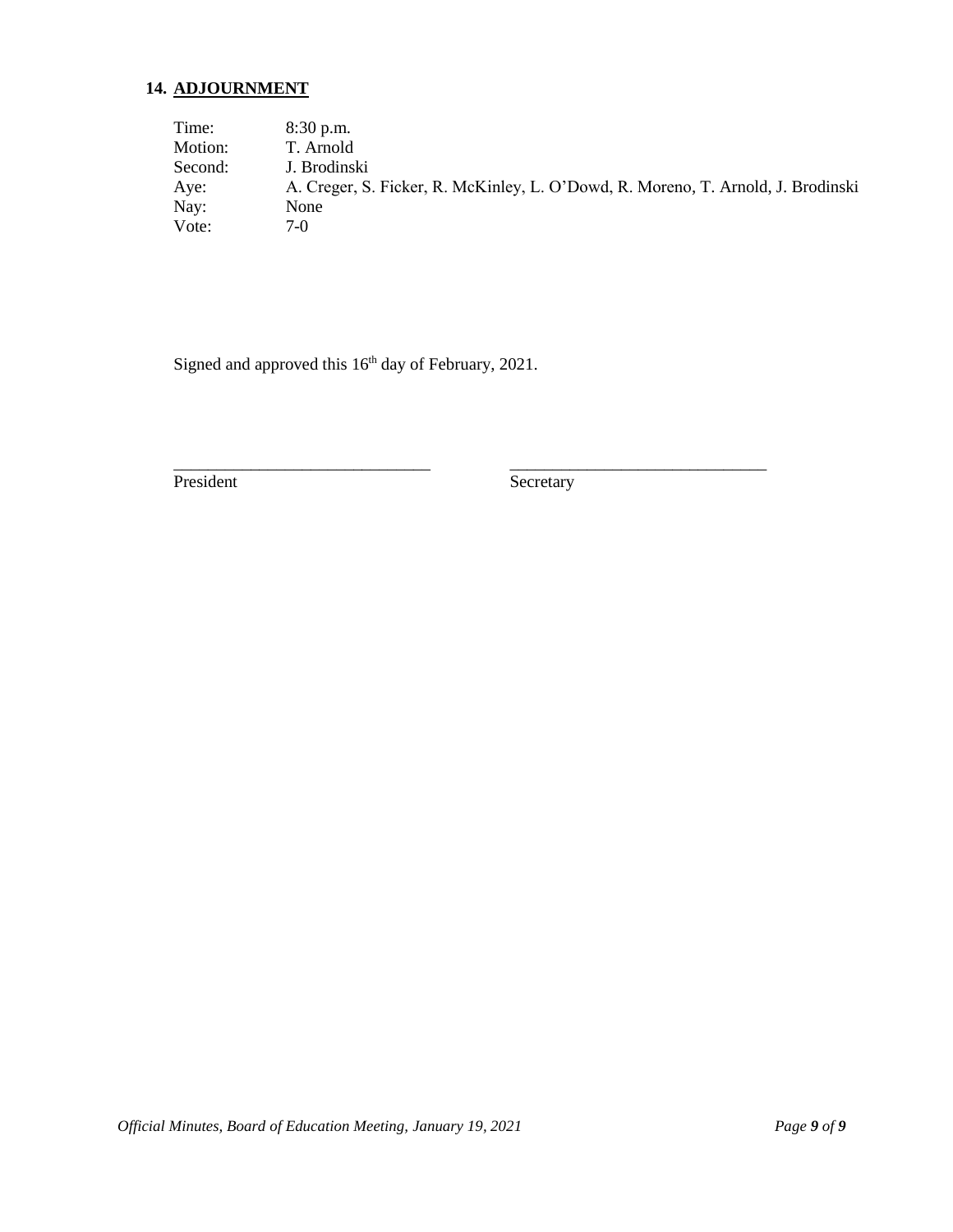## 14. ADJOURNMENT

| | |
|---|---|
| Time: | 8:30 p.m. |
| Motion: | T. Arnold |
| Second: | J. Brodinski |
| Aye: | A. Creger, S. Ficker, R. McKinley, L. O'Dowd, R. Moreno, T. Arnold, J. Brodinski |
| Nay: | None |
| Vote: | 7-0 |

Signed and approved this 16th day of February, 2021.

______________________________ ______________________________

President Secretary